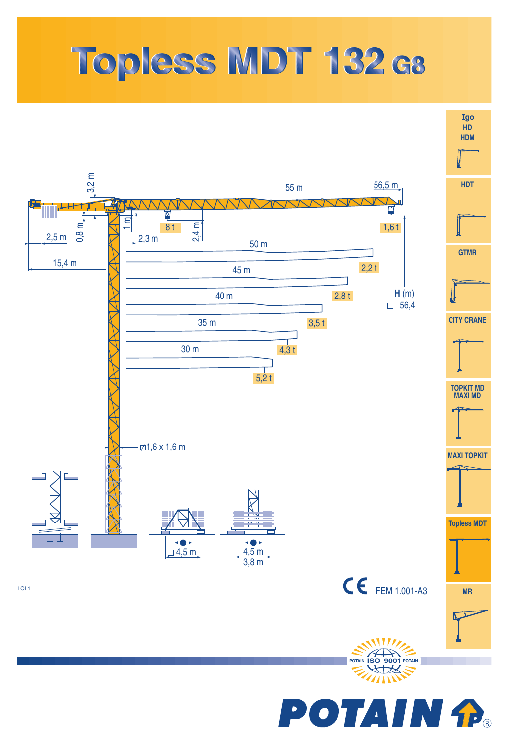# Topless MDT 132 G8

- Igo HD HDM
- HDT
- GTMR
- CITY CRANE
- TOPKIT MD MAXI MD
- MAXI TOPKIT
- Topless MDT
- MR

3,2 m

55 m

56,5 m

8 t

1,6 t

1 m

2,4 m

0,8 m

2,5 m

2,3 m

15,4 m

| Jib length | Tip load |
|---|---|
| 56,5 m | 1,6 t |
| 50 m | 2,2 t |
| 45 m | 2,8 t |
| 40 m | 3,5 t |
| 35 m | 4,3 t |
| 30 m | 5,2 t |

**H** (m)

☐ 56,4

⊠ 1,6 x 1,6 m

☐ 4,5 m

4,5 m

3,8 m

LQI 1

CE FEM 1.001-A3

POTAIN ISO 9001 POTAIN

POTAIN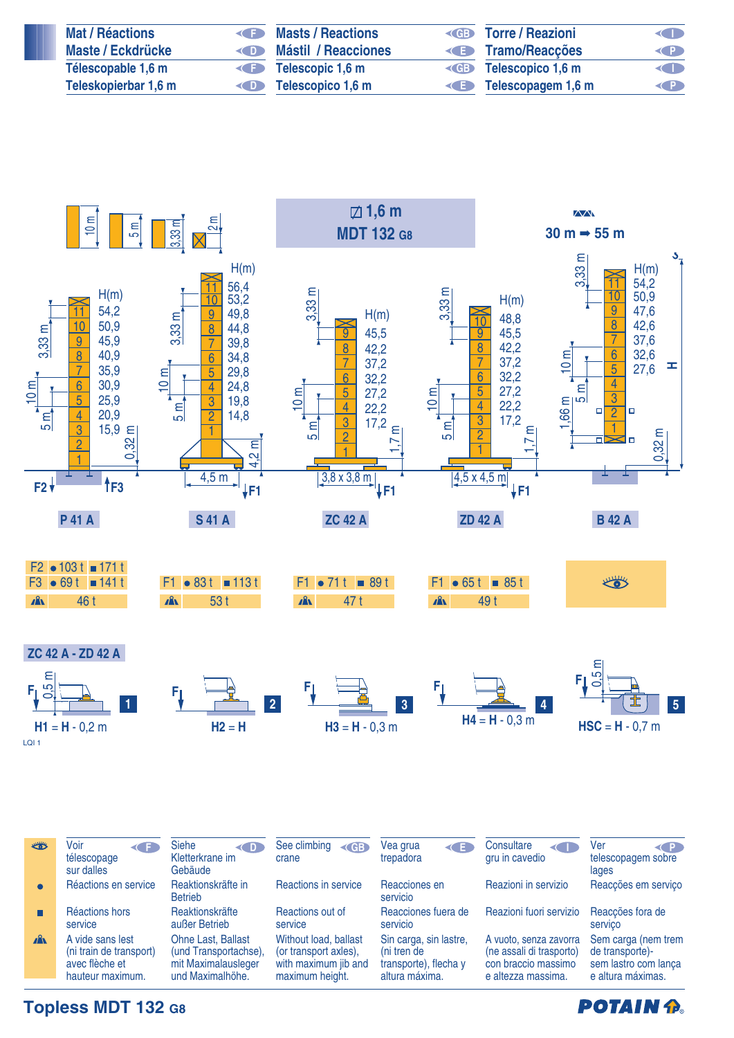| Mat / Réactions | F | Masts / Reactions | GB | Torre / Reazioni | I |
|---|---|---|---|---|---|
| Maste / Eckdrücke | D | Mástil / Reacciones | E | Tramo/Reacções | P |
| Télescopable 1,6 m | F | Telescopic 1,6 m | GB | Telescopico 1,6 m | I |
| Teleskopierbar 1,6 m | D | Telescopico 1,6 m | E | Telescopagem 1,6 m | P |

10 m · 5 m · 3,33 m · 2 m

## 1,6 m MDT 132 G8

30 m ➡ 55 m

### P 41 A

| Mast | H(m) |
|---|---|
| 11 | 54,2 |
| 10 | 50,9 |
| 9 | 45,9 |
| 8 | 40,9 |
| 7 | 35,9 |
| 6 | 30,9 |
| 5 | 25,9 |
| 4 | 20,9 |
| 3 | 15,9 |
| 2 | |
| 1 | |

0,32 m

| | ● | ■ |
|---|---|---|
| F2 | 103 t | 171 t |
| F3 | 69 t | 141 t |
| ⛰ | 46 t | |

### S 41 A

| Mast | H(m) |
|---|---|
| 11 | 56,4 |
| 10 | 53,2 |
| 9 | 49,8 |
| 8 | 44,8 |
| 7 | 39,8 |
| 6 | 34,8 |
| 5 | 29,8 |
| 4 | 24,8 |
| 3 | 19,8 |
| 2 | 14,8 |
| 1 | |

4,5 m · 4,2 m

| | ● | ■ |
|---|---|---|
| F1 | 83 t | 113 t |
| ⛰ | 53 t | |

### ZC 42 A

| Mast | H(m) |
|---|---|
| 9 | 45,5 |
| 8 | 42,2 |
| 7 | 37,2 |
| 6 | 32,2 |
| 5 | 27,2 |
| 4 | 22,2 |
| 3 | 17,2 |
| 2 | |
| 1 | |

3,8 x 3,8 m · 1,7 m

| | ● | ■ |
|---|---|---|
| F1 | 71 t | 89 t |
| ⛰ | 47 t | |

### ZD 42 A

| Mast | H(m) |
|---|---|
| 10 | 48,8 |
| 9 | 45,5 |
| 8 | 42,2 |
| 7 | 37,2 |
| 6 | 32,2 |
| 5 | 27,2 |
| 4 | 22,2 |
| 3 | 17,2 |
| 2 | |
| 1 | |

4,5 x 4,5 m · 1,7 m

| | ● | ■ |
|---|---|---|
| F1 | 65 t | 85 t |
| ⛰ | 49 t | |

### B 42 A

| Mast | H(m) |
|---|---|
| 11 | 54,2 |
| 10 | 50,9 |
| 9 | 47,6 |
| 8 | 42,6 |
| 7 | 37,6 |
| 6 | 32,6 |
| 5 | 27,6 |
| 4 | |
| 3 | |
| 2 | |
| 1 | |

1,66 m · 0,32 m · H

👁

### ZC 42 A - ZD 42 A

1. H1 = H - 0,2 m (0,5 m)
2. H2 = H
3. H3 = H - 0,3 m
4. H4 = H - 0,3 m
5. HSC = H - 0,7 m (0,5 m)

LQI 1

| | F | D | GB | E | I | P |
|---|---|---|---|---|---|---|
| 👁 | Voir télescopage sur dalles | Siehe Kletterkrane im Gebäude | See climbing crane | Vea grua trepadora | Consultare gru in cavedio | Ver telescopagem sobre lages |
| ● | Réactions en service | Reaktionskräfte in Betrieb | Reactions in service | Reacciones en servicio | Reazioni in servizio | Reacções em serviço |
| ■ | Réactions hors service | Reaktionskräfte außer Betrieb | Reactions out of service | Reacciones fuera de servicio | Reazioni fuori servizio | Reacções fora de serviço |
| ⛰ | A vide sans lest (ni train de transport) avec flèche et hauteur maximum. | Ohne Last, Ballast (und Transportachse), mit Maximalausleger und Maximalhöhe. | Without load, ballast (or transport axles), with maximum jib and maximum height. | Sin carga, sin lastre, (ni tren de transporte), flecha y altura máxima. | A vuoto, senza zavorra (ne assali di trasporto) con braccio massimo e altezza massima. | Sem carga (nem trem de transporte)-sem lastro com lança e altura máximas. |

**Topless MDT 132 G8**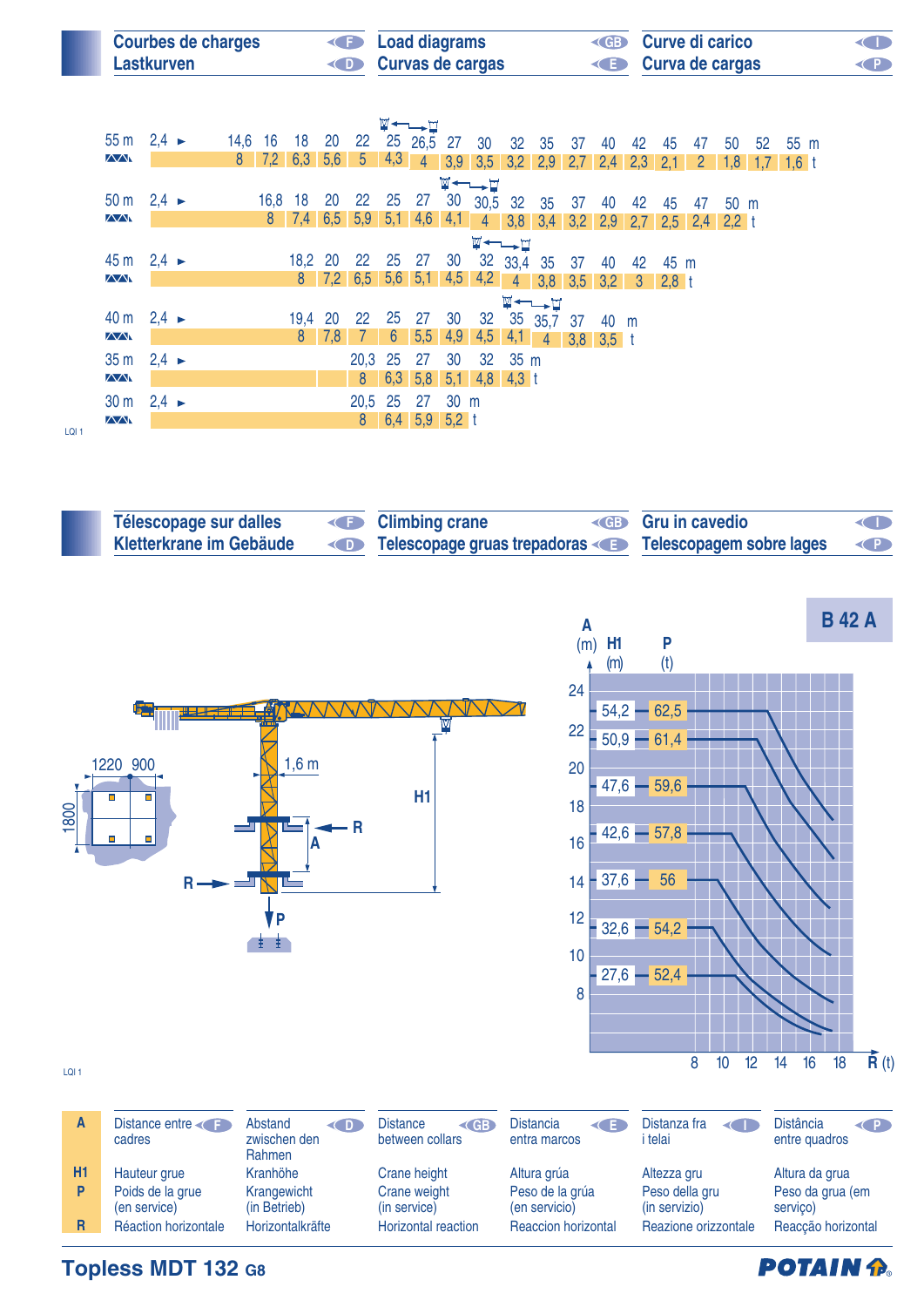## Courbes de charges / Lastkurven / Load diagrams / Curvas de cargas / Curve di carico / Curva de cargas

**55 m**

| m | 2,4 ► | 14,6 | 16 | 18 | 20 | 22 | 25 | 26,5 | 27 | 30 | 32 | 35 | 37 | 40 | 42 | 45 | 47 | 50 | 52 | 55 |
|---|---|---|---|---|---|---|---|---|---|---|---|---|---|---|---|---|---|---|---|---|
| t | | 8 | 7,2 | 6,3 | 5,6 | 5 | 4,3 | 4 | 3,9 | 3,5 | 3,2 | 2,9 | 2,7 | 2,4 | 2,3 | 2,1 | 2 | 1,8 | 1,7 | 1,6 |

**50 m**

| m | 2,4 ► | 16,8 | 18 | 20 | 22 | 25 | 27 | 30 | 30,5 | 32 | 35 | 37 | 40 | 42 | 45 | 47 | 50 |
|---|---|---|---|---|---|---|---|---|---|---|---|---|---|---|---|---|---|
| t | | 8 | 7,4 | 6,5 | 5,9 | 5,1 | 4,6 | 4,1 | 4 | 3,8 | 3,4 | 3,2 | 2,9 | 2,7 | 2,5 | 2,4 | 2,2 |

**45 m**

| m | 2,4 ► | 18,2 | 20 | 22 | 25 | 27 | 30 | 32 | 33,4 | 35 | 37 | 40 | 42 | 45 |
|---|---|---|---|---|---|---|---|---|---|---|---|---|---|---|
| t | | 8 | 7,2 | 6,5 | 5,6 | 5,1 | 4,5 | 4,2 | 4 | 3,8 | 3,5 | 3,2 | 3 | 2,8 |

**40 m**

| m | 2,4 ► | 19,4 | 20 | 22 | 25 | 27 | 30 | 32 | 35 | 35,7 | 37 | 40 |
|---|---|---|---|---|---|---|---|---|---|---|---|---|
| t | | 8 | 7,8 | 7 | 6 | 5,5 | 4,9 | 4,5 | 4,1 | 4 | 3,8 | 3,5 |

**35 m**

| m | 2,4 ► | 20,3 | 25 | 27 | 30 | 32 | 35 |
|---|---|---|---|---|---|---|---|
| t | | 8 | 6,3 | 5,8 | 5,1 | 4,8 | 4,3 |

**30 m**

| m | 2,4 ► | 20,5 | 25 | 27 | 30 |
|---|---|---|---|---|---|
| t | | 8 | 6,4 | 5,9 | 5,2 |

LQI 1

## Télescopage sur dalles / Kletterkrane im Gebäude / Climbing crane / Telescopage gruas trepadoras / Gru in cavedio / Telescopagem sobre lages

**B 42 A**

1220 900 1800 — 1,6 m — H1 — A — R — P

| H1 (m) | P (t) |
|---|---|
| 54,2 | 62,5 |
| 50,9 | 61,4 |
| 47,6 | 59,6 |
| 42,6 | 57,8 |
| 37,6 | 56 |
| 32,6 | 54,2 |
| 27,6 | 52,4 |

A (m): 8 – 24; R (t): 8 – 18

LQI 1

| | F | D | GB | E | I | P |
|---|---|---|---|---|---|---|
| **A** | Distance entre cadres | Abstand zwischen den Rahmen | Distance between collars | Distancia entra marcos | Distanza fra i telai | Distância entre quadros |
| **H1** | Hauteur grue | Kranhöhe | Crane height | Altura grúa | Altezza gru | Altura da grua |
| **P** | Poids de la grue (en service) | Krangewicht (in Betrieb) | Crane weight (in service) | Peso de la grúa (en servicio) | Peso della gru (in servizio) | Peso da grua (em serviço) |
| **R** | Réaction horizontale | Horizontalkräfte | Horizontal reaction | Reaccion horizontal | Reazione orizzontale | Reacção horizontal |

**Topless MDT 132 G8**

POTAIN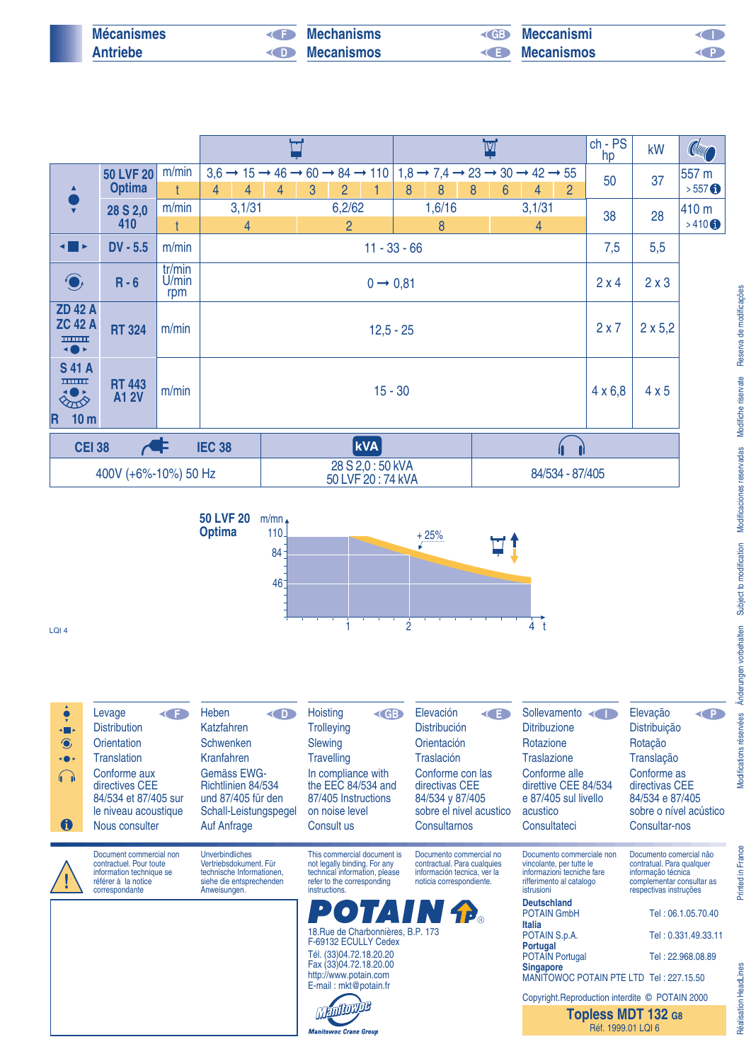| Mécanismes (F) | Mechanisms (GB) | Meccanismi (I) |
|---|---|---|
| Antriebe (D) | Mecanismos (E) | Mecanismos (P) |

| | | | | | | | | | | | | | | | | | ch - PS hp | kW | |
|---|---|---|---|---|---|---|---|---|---|---|---|---|---|---|---|---|---|---|---|
| Levage | 50 LVF 20 Optima | m/min | 3,6 → 15 → 46 → 60 → 84 → 110 | | | | | | 1,8 → 7,4 → 23 → 30 → 42 → 55 | | | | | | 50 | 37 | 557 m > 557 (i) |
| | | t | 4 | 4 | 4 | 3 | 2 | 1 | 8 | 8 | 8 | 6 | 4 | 2 | | | |
| | 28 S 2,0 410 | m/min | 3,1/31 | | | 6,2/62 | | | 1,6/16 | | | 3,1/31 | | | 38 | 28 | 410 m > 410 (i) |
| | | t | 4 | | | 2 | | | 8 | | | 4 | | | | | |
| Distribution | DV - 5.5 | m/min | 11 - 33 - 66 | | | | | | | | | | | | 7,5 | 5,5 | |
| Orientation | R - 6 | tr/min U/min rpm | 0 → 0,81 | | | | | | | | | | | | 2 x 4 | 2 x 3 | |
| ZD 42 A ZC 42 A | RT 324 | m/min | 12,5 - 25 | | | | | | | | | | | | 2 x 7 | 2 x 5,2 | |
| S 41 A R 10 m | RT 443 A1 2V | m/min | 15 - 30 | | | | | | | | | | | | 4 x 6,8 | 4 x 5 | |

| CEI 38 — IEC 38 | kVA | Niveau acoustique |
|---|---|---|
| 400V (+6%-10%) 50 Hz | 28 S 2,0 : 50 kVA<br>50 LVF 20 : 74 kVA | 84/534 - 87/405 |

50 LVF 20 Optima

m/mn
110
84
46
+ 25%
1
2
4 t

LQI 4

| | F | D | GB | E | I | P |
|---|---|---|---|---|---|---|
| Levage | Levage | Heben | Hoisting | Elevación | Sollevamento | Elevação |
| Distribution | Distribution | Katzfahren | Trolleying | Distribución | Ditribuzione | Distribuição |
| Orientation | Orientation | Schwenken | Slewing | Orientación | Rotazione | Rotação |
| Translation | Translation | Kranfahren | Travelling | Traslación | Traslazione | Translação |
| Acoustique | Conforme aux directives CEE 84/534 et 87/405 sur le niveau acoustique | Gemäss EWG-Richtlinien 84/534 und 87/405 für den Schall-Leistungspegel | In compliance with the EEC 84/534 and 87/405 Instructions on noise level | Conforme con las directivas CEE 84/534 y 87/405 sobre el nivel acustico | Conforme alle direttive CEE 84/534 e 87/405 sul livello acustico | Conforme as directivas CEE 84/534 e 87/405 sobre o nível acústico |
| (i) | Nous consulter | Auf Anfrage | Consult us | Consultarnos | Consultateci | Consultar-nos |

Document commercial non contractuel. Pour toute information technique se référer à la notice correspondante

Unverbindliches Vertriebsdokument. Für technische Informationen, siehe die entsprechenden Anweisungen.

This commercial document is not legally binding. For any technical information, please refer to the corresponding instructions.

Documento commercial no contractual. Para cualquies información tecnica, ver la noticia correspondiente.

Documento commerciale non vincolante, per tutte le informazioni tecniche fare rifferimento al catalogo istrusioni

Documento comercial não contratual. Para qualquer informação técnica complementar consultar as respectivas instruções

**POTAIN**

18.Rue de Charbonnières, B.P. 173
F-69132 ECULLY Cedex
Tél. (33)04.72.18.20.20
Fax (33)04.72.18.20.00
http://www.potain.com
E-mail : mkt@potain.fr

Manitowoc Crane Group

**Deutschland**
POTAIN GmbH — Tel : 06.1.05.70.40
**Italia**
POTAIN S.p.A. — Tel : 0.331.49.33.11
**Portugal**
POTAIN Portugal — Tel : 22.968.08.89
**Singapore**
MANITOWOC POTAIN PTE LTD — Tel : 227.15.50

Copyright.Reproduction interdite © POTAIN 2000

**Topless MDT 132 G8**
Réf. 1999.01 LQI 6

Modifications réservées — Änderungen vorbehalten — Subject to modification — Modificaciones reservadas — Modifiche riservate — Reserva de modificações

Printed in France

Réalisation HeadLines